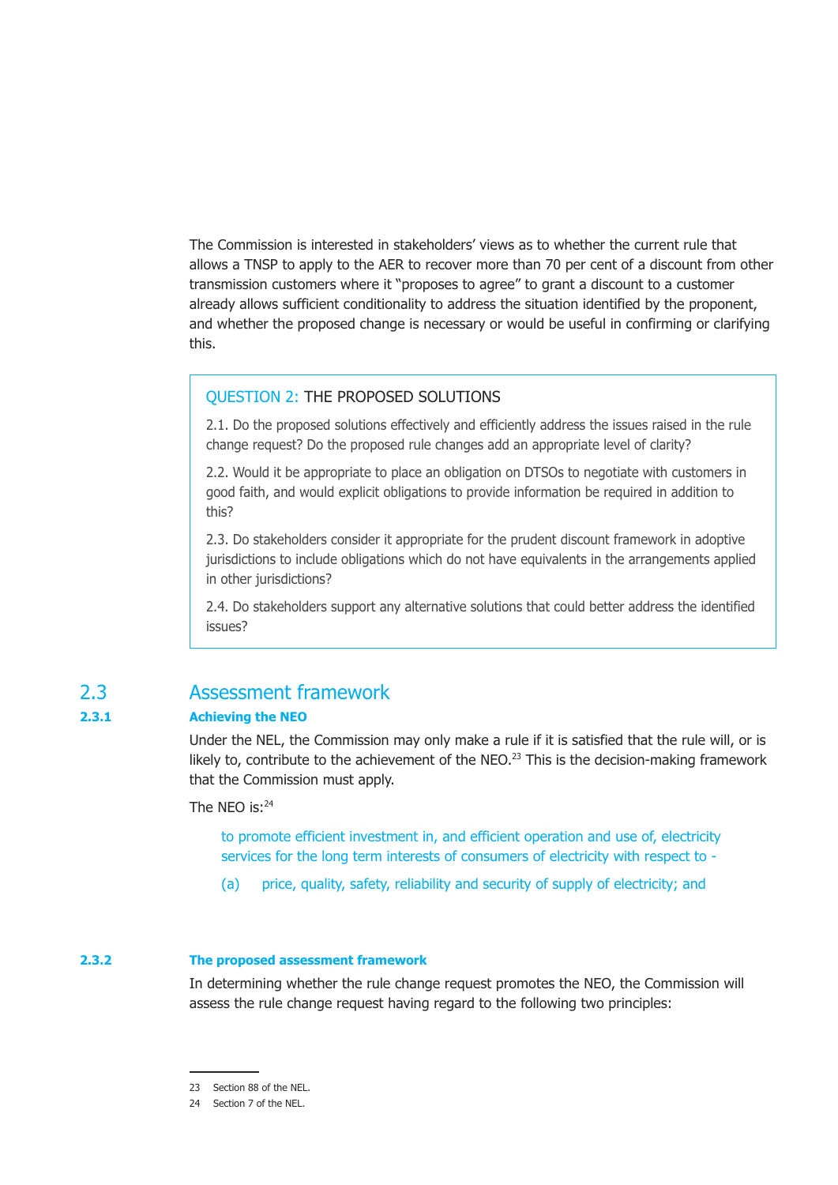The Commission is interested in stakeholders' views as to whether the current rule that allows a TNSP to apply to the AER to recover more than 70 per cent of a discount from other transmission customers where it "proposes to agree" to grant a discount to a customer already allows sufficient conditionality to address the situation identified by the proponent, and whether the proposed change is necessary or would be useful in confirming or clarifying this.

> **QUESTION 2: THE PROPOSED SOLUTIONS**
>
> 2.1. Do the proposed solutions effectively and efficiently address the issues raised in the rule change request? Do the proposed rule changes add an appropriate level of clarity?
>
> 2.2. Would it be appropriate to place an obligation on DTSOs to negotiate with customers in good faith, and would explicit obligations to provide information be required in addition to this?
>
> 2.3. Do stakeholders consider it appropriate for the prudent discount framework in adoptive jurisdictions to include obligations which do not have equivalents in the arrangements applied in other jurisdictions?
>
> 2.4. Do stakeholders support any alternative solutions that could better address the identified issues?

## 2.3 Assessment framework

### 2.3.1 Achieving the NEO

Under the NEL, the Commission may only make a rule if it is satisfied that the rule will, or is likely to, contribute to the achievement of the NEO.[23] This is the decision-making framework that the Commission must apply.

The NEO is:[24]

> to promote efficient investment in, and efficient operation and use of, electricity services for the long term interests of consumers of electricity with respect to -
>
> (a) price, quality, safety, reliability and security of supply of electricity; and

### 2.3.2 The proposed assessment framework

In determining whether the rule change request promotes the NEO, the Commission will assess the rule change request having regard to the following two principles:

---

23 Section 88 of the NEL.

24 Section 7 of the NEL.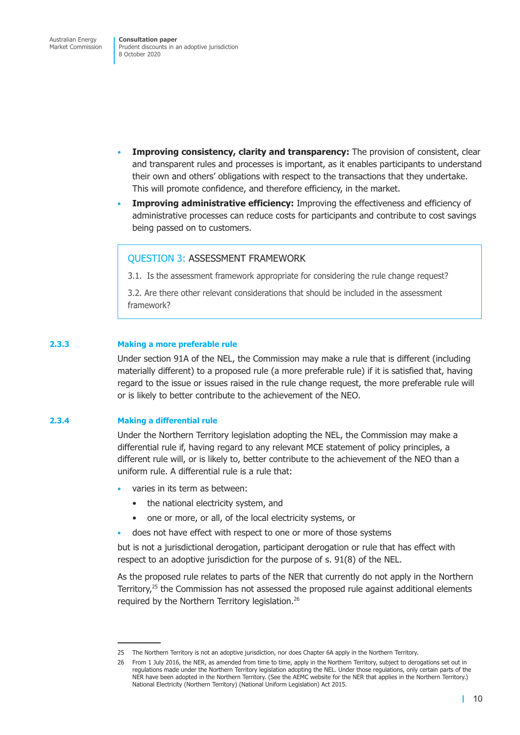- **Improving consistency, clarity and transparency:** The provision of consistent, clear and transparent rules and processes is important, as it enables participants to understand their own and others' obligations with respect to the transactions that they undertake. This will promote confidence, and therefore efficiency, in the market.
- **Improving administrative efficiency:** Improving the effectiveness and efficiency of administrative processes can reduce costs for participants and contribute to cost savings being passed on to customers.

> QUESTION 3: ASSESSMENT FRAMEWORK
>
> 3.1. Is the assessment framework appropriate for considering the rule change request?
>
> 3.2. Are there other relevant considerations that should be included in the assessment framework?

### 2.3.3 Making a more preferable rule

Under section 91A of the NEL, the Commission may make a rule that is different (including materially different) to a proposed rule (a more preferable rule) if it is satisfied that, having regard to the issue or issues raised in the rule change request, the more preferable rule will or is likely to better contribute to the achievement of the NEO.

### 2.3.4 Making a differential rule

Under the Northern Territory legislation adopting the NEL, the Commission may make a differential rule if, having regard to any relevant MCE statement of policy principles, a different rule will, or is likely to, better contribute to the achievement of the NEO than a uniform rule. A differential rule is a rule that:

- varies in its term as between:
  - the national electricity system, and
  - one or more, or all, of the local electricity systems, or
- does not have effect with respect to one or more of those systems

but is not a jurisdictional derogation, participant derogation or rule that has effect with respect to an adoptive jurisdiction for the purpose of s. 91(8) of the NEL.

As the proposed rule relates to parts of the NER that currently do not apply in the Northern Territory,[25] the Commission has not assessed the proposed rule against additional elements required by the Northern Territory legislation.[26]

---

25 The Northern Territory is not an adoptive jurisdiction, nor does Chapter 6A apply in the Northern Territory.

26 From 1 July 2016, the NER, as amended from time to time, apply in the Northern Territory, subject to derogations set out in regulations made under the Northern Territory legislation adopting the NEL. Under those regulations, only certain parts of the NER have been adopted in the Northern Territory. (See the AEMC website for the NER that applies in the Northern Territory.) National Electricity (Northern Territory) (National Uniform Legislation) Act 2015.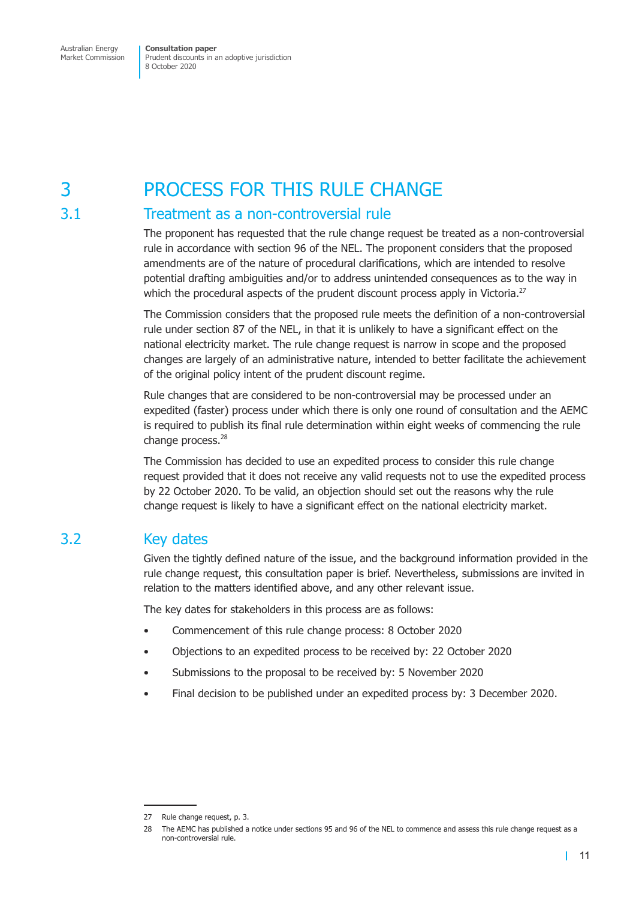# 3 PROCESS FOR THIS RULE CHANGE

## 3.1 Treatment as a non-controversial rule

The proponent has requested that the rule change request be treated as a non-controversial rule in accordance with section 96 of the NEL. The proponent considers that the proposed amendments are of the nature of procedural clarifications, which are intended to resolve potential drafting ambiguities and/or to address unintended consequences as to the way in which the procedural aspects of the prudent discount process apply in Victoria.[27]

The Commission considers that the proposed rule meets the definition of a non-controversial rule under section 87 of the NEL, in that it is unlikely to have a significant effect on the national electricity market. The rule change request is narrow in scope and the proposed changes are largely of an administrative nature, intended to better facilitate the achievement of the original policy intent of the prudent discount regime.

Rule changes that are considered to be non-controversial may be processed under an expedited (faster) process under which there is only one round of consultation and the AEMC is required to publish its final rule determination within eight weeks of commencing the rule change process.[28]

The Commission has decided to use an expedited process to consider this rule change request provided that it does not receive any valid requests not to use the expedited process by 22 October 2020. To be valid, an objection should set out the reasons why the rule change request is likely to have a significant effect on the national electricity market.

## 3.2 Key dates

Given the tightly defined nature of the issue, and the background information provided in the rule change request, this consultation paper is brief. Nevertheless, submissions are invited in relation to the matters identified above, and any other relevant issue.

The key dates for stakeholders in this process are as follows:

- Commencement of this rule change process: 8 October 2020
- Objections to an expedited process to be received by: 22 October 2020
- Submissions to the proposal to be received by: 5 November 2020
- Final decision to be published under an expedited process by: 3 December 2020.

---

27 Rule change request, p. 3.

28 The AEMC has published a notice under sections 95 and 96 of the NEL to commence and assess this rule change request as a non-controversial rule.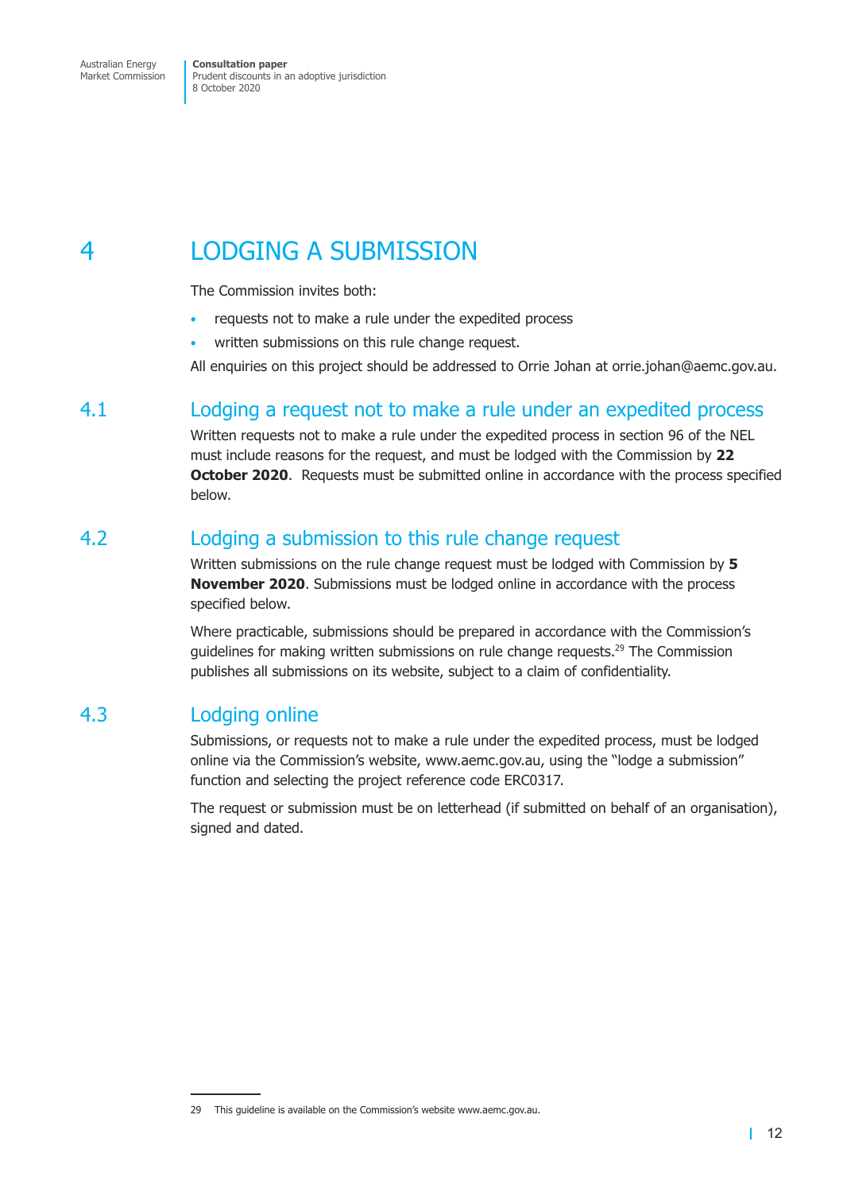# 4 LODGING A SUBMISSION

The Commission invites both:

- requests not to make a rule under the expedited process
- written submissions on this rule change request.

All enquiries on this project should be addressed to Orrie Johan at orrie.johan@aemc.gov.au.

## 4.1 Lodging a request not to make a rule under an expedited process

Written requests not to make a rule under the expedited process in section 96 of the NEL must include reasons for the request, and must be lodged with the Commission by **22 October 2020**. Requests must be submitted online in accordance with the process specified below.

## 4.2 Lodging a submission to this rule change request

Written submissions on the rule change request must be lodged with Commission by **5 November 2020**. Submissions must be lodged online in accordance with the process specified below.

Where practicable, submissions should be prepared in accordance with the Commission's guidelines for making written submissions on rule change requests.[29] The Commission publishes all submissions on its website, subject to a claim of confidentiality.

## 4.3 Lodging online

Submissions, or requests not to make a rule under the expedited process, must be lodged online via the Commission's website, www.aemc.gov.au, using the "lodge a submission" function and selecting the project reference code ERC0317.

The request or submission must be on letterhead (if submitted on behalf of an organisation), signed and dated.

---

29 This guideline is available on the Commission's website www.aemc.gov.au.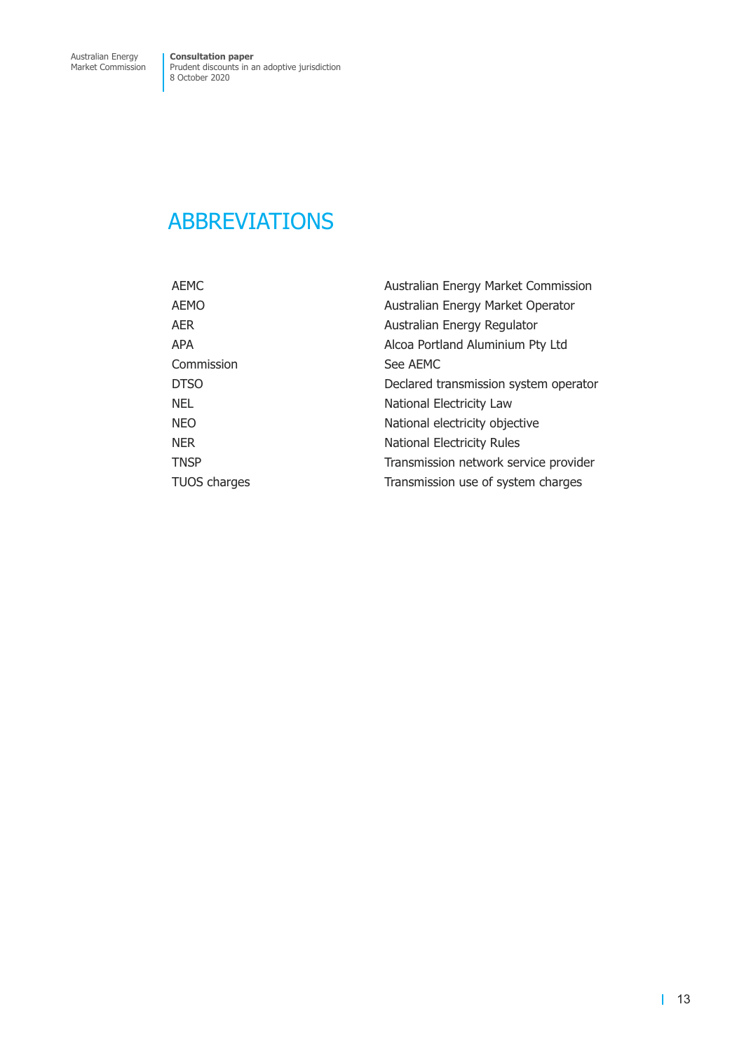# ABBREVIATIONS

| | |
|---|---|
| AEMC | Australian Energy Market Commission |
| AEMO | Australian Energy Market Operator |
| AER | Australian Energy Regulator |
| APA | Alcoa Portland Aluminium Pty Ltd |
| Commission | See AEMC |
| DTSO | Declared transmission system operator |
| NEL | National Electricity Law |
| NEO | National electricity objective |
| NER | National Electricity Rules |
| TNSP | Transmission network service provider |
| TUOS charges | Transmission use of system charges |